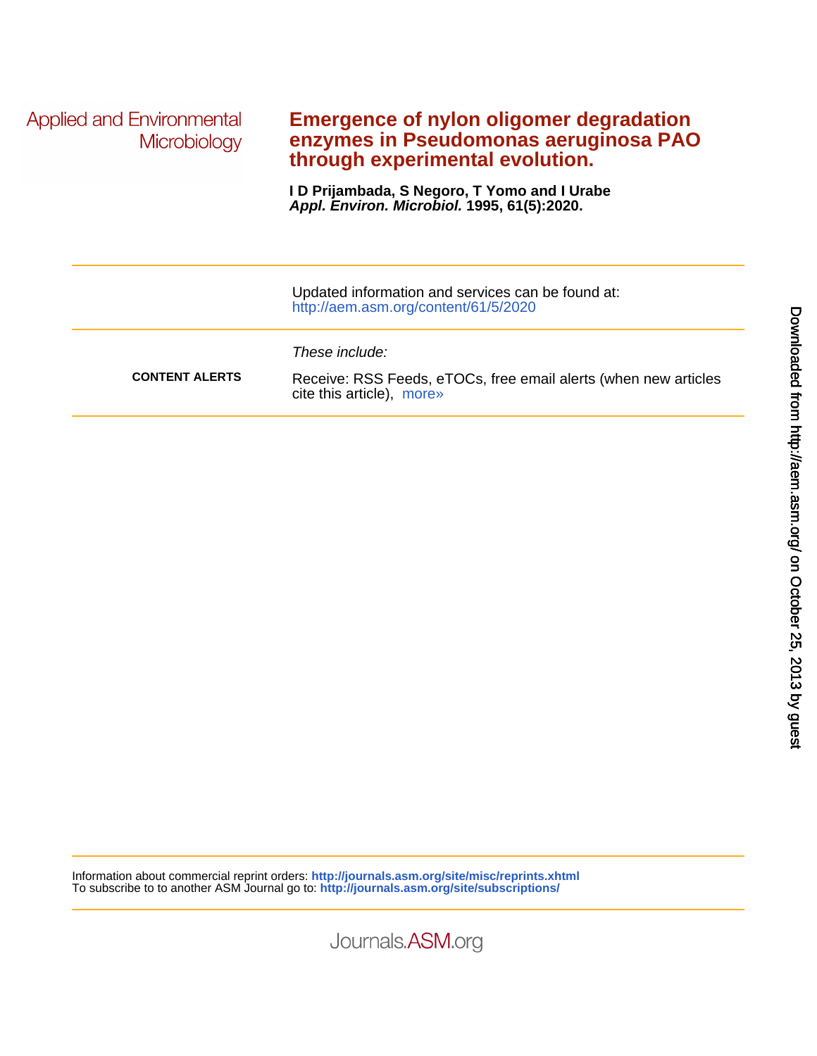Applied and Environmental Microbiology

# Emergence of nylon oligomer degradation enzymes in Pseudomonas aeruginosa PAO through experimental evolution.

**I D Prijambada, S Negoro, T Yomo and I Urabe**
***Appl. Environ. Microbiol.*** **1995, 61(5):2020.**

---

Updated information and services can be found at:
http://aem.asm.org/content/61/5/2020

---

*These include:*

**CONTENT ALERTS**

Receive: RSS Feeds, eTOCs, free email alerts (when new articles cite this article), more»

---

Information about commercial reprint orders: **http://journals.asm.org/site/misc/reprints.xhtml**
To subscribe to to another ASM Journal go to: **http://journals.asm.org/site/subscriptions/**

Journals.ASM.org

Downloaded from http://aem.asm.org/ on October 25, 2013 by guest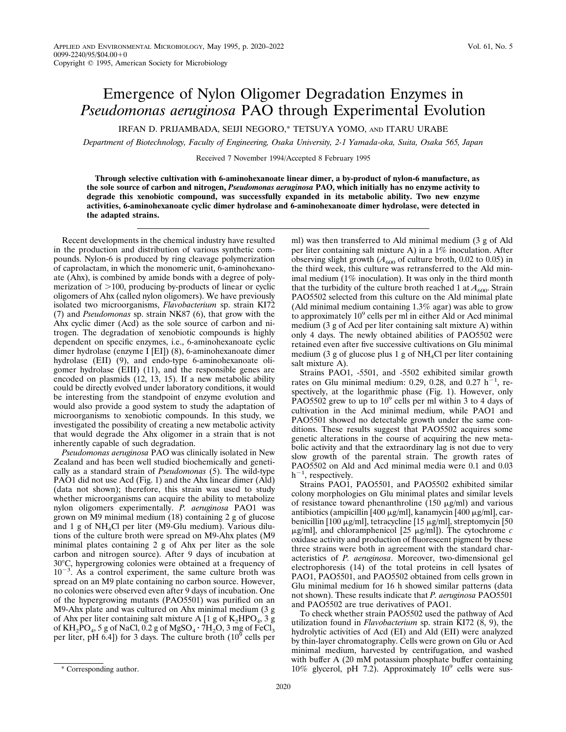# Emergence of Nylon Oligomer Degradation Enzymes in *Pseudomonas aeruginosa* PAO through Experimental Evolution

IRFAN D. PRIJAMBADA, SEIJI NEGORO,* TETSUYA YOMO, AND ITARU URABE

*Department of Biotechnology, Faculty of Engineering, Osaka University, 2-1 Yamada-oka, Suita, Osaka 565, Japan*

Received 7 November 1994/Accepted 8 February 1995

**Through selective cultivation with 6-aminohexanoate linear dimer, a by-product of nylon-6 manufacture, as the sole source of carbon and nitrogen, *Pseudomonas aeruginosa* PAO, which initially has no enzyme activity to degrade this xenobiotic compound, was successfully expanded in its metabolic ability. Two new enzyme activities, 6-aminohexanoate cyclic dimer hydrolase and 6-aminohexanoate dimer hydrolase, were detected in the adapted strains.**

Recent developments in the chemical industry have resulted in the production and distribution of various synthetic compounds. Nylon-6 is produced by ring cleavage polymerization of caprolactam, in which the monomeric unit, 6-aminohexanoate (Ahx), is combined by amide bonds with a degree of polymerization of >100, producing by-products of linear or cyclic oligomers of Ahx (called nylon oligomers). We have previously isolated two microorganisms, *Flavobacterium* sp. strain KI72 (7) and *Pseudomonas* sp. strain NK87 (6), that grow with the Ahx cyclic dimer (Acd) as the sole source of carbon and nitrogen. The degradation of xenobiotic compounds is highly dependent on specific enzymes, i.e., 6-aminohexanoate cyclic dimer hydrolase (enzyme I [EI]) (8), 6-aminohexanoate dimer hydrolase (EII) (9), and endo-type 6-aminohexanoate oligomer hydrolase (EIII) (11), and the responsible genes are encoded on plasmids (12, 13, 15). If a new metabolic ability could be directly evolved under laboratory conditions, it would be interesting from the standpoint of enzyme evolution and would also provide a good system to study the adaptation of microorganisms to xenobiotic compounds. In this study, we investigated the possibility of creating a new metabolic activity that would degrade the Ahx oligomer in a strain that is not inherently capable of such degradation.

*Pseudomonas aeruginosa* PAO was clinically isolated in New Zealand and has been well studied biochemically and genetically as a standard strain of *Pseudomonas* (5). The wild-type PAO1 did not use Acd (Fig. 1) and the Ahx linear dimer (Ald) (data not shown); therefore, this strain was used to study whether microorganisms can acquire the ability to metabolize nylon oligomers experimentally. *P. aeruginosa* PAO1 was grown on M9 minimal medium (18) containing 2 g of glucose and 1 g of $NH_4Cl$ per liter (M9-Glu medium). Various dilutions of the culture broth were spread on M9-Ahx plates (M9 minimal plates containing 2 g of Ahx per liter as the sole carbon and nitrogen source). After 9 days of incubation at 30°C, hypergrowing colonies were obtained at a frequency of $10^{-3}$. As a control experiment, the same culture broth was spread on an M9 plate containing no carbon source. However, no colonies were observed even after 9 days of incubation. One of the hypergrowing mutants (PAO5501) was purified on an M9-Ahx plate and was cultured on Ahx minimal medium (3 g of Ahx per liter containing salt mixture A [1 g of $K_2HPO_4$, 3 g of $KH_2PO_4$, 5 g of NaCl, 0.2 g of $MgSO_4 \cdot 7H_2O$, 3 mg of $FeCl_3$ per liter, pH 6.4]) for 3 days. The culture broth ($10^9$ cells per ml) was then transferred to Ald minimal medium (3 g of Ald per liter containing salt mixture A) in a 1% inoculation. After observing slight growth ($A_{600}$ of culture broth, 0.02 to 0.05) in the third week, this culture was retransferred to the Ald minimal medium (1% inoculation). It was only in the third month that the turbidity of the culture broth reached 1 at $A_{600}$. Strain PAO5502 selected from this culture on the Ald minimal plate (Ald minimal medium containing 1.3% agar) was able to grow to approximately $10^9$ cells per ml in either Ald or Acd minimal medium (3 g of Acd per liter containing salt mixture A) within only 4 days. The newly obtained abilities of PAO5502 were retained even after five successive cultivations on Glu minimal medium (3 g of glucose plus 1 g of $NH_4Cl$ per liter containing salt mixture A).

Strains PAO1, -5501, and -5502 exhibited similar growth rates on Glu minimal medium: 0.29, 0.28, and 0.27 $h^{-1}$, respectively, at the logarithmic phase (Fig. 1). However, only PAO5502 grew to up to $10^9$ cells per ml within 3 to 4 days of cultivation in the Acd minimal medium, while PAO1 and PAO5501 showed no detectable growth under the same conditions. These results suggest that PAO5502 acquires some genetic alterations in the course of acquiring the new metabolic activity and that the extraordinary lag is not due to very slow growth of the parental strain. The growth rates of PAO5502 on Ald and Acd minimal media were 0.1 and 0.03 $h^{-1}$, respectively.

Strains PAO1, PAO5501, and PAO5502 exhibited similar colony morphologies on Glu minimal plates and similar levels of resistance toward phenanthroline (150 μg/ml) and various antibiotics (ampicillin [400 μg/ml], kanamycin [400 μg/ml], carbenicillin [100 μg/ml], tetracycline [15 μg/ml], streptomycin [50 μg/ml], and chloramphenicol [25 μg/ml]). The cytochrome *c* oxidase activity and production of fluorescent pigment by these three strains were both in agreement with the standard characteristics of *P. aeruginosa*. Moreover, two-dimensional gel electrophoresis (14) of the total proteins in cell lysates of PAO1, PAO5501, and PAO5502 obtained from cells grown in Glu minimal medium for 16 h showed similar patterns (data not shown). These results indicate that *P. aeruginosa* PAO5501 and PAO5502 are true derivatives of PAO1.

To check whether strain PAO5502 used the pathway of Acd utilization found in *Flavobacterium* sp. strain KI72 (8, 9), the hydrolytic activities of Acd (EI) and Ald (EII) were analyzed by thin-layer chromatography. Cells were grown on Glu or Acd minimal medium, harvested by centrifugation, and washed with buffer A (20 mM potassium phosphate buffer containing 10% glycerol, pH 7.2). Approximately $10^9$ cells were sus-

\* Corresponding author.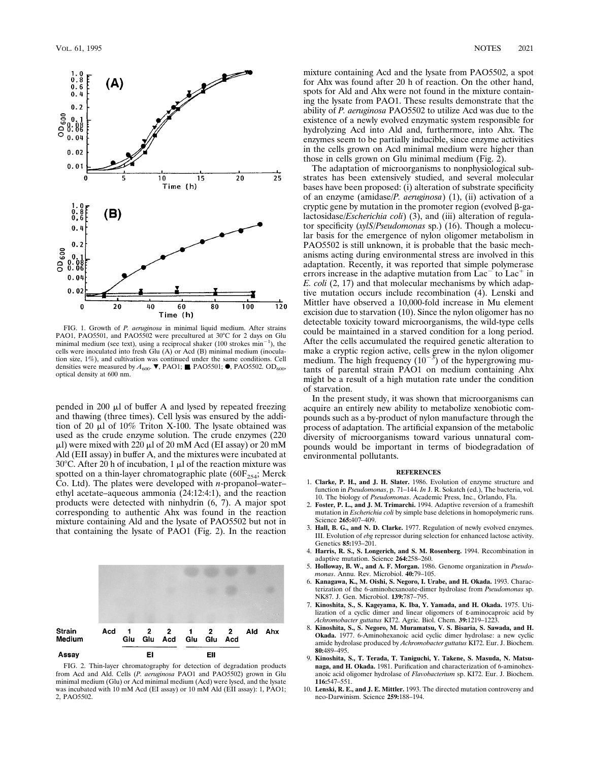FIG. 1. Growth of *P. aeruginosa* in minimal liquid medium. After strains PAO1, PAO5501, and PAO5502 were precultured at 30°C for 2 days on Glu minimal medium (see text), using a reciprocal shaker (100 strokes $min^{-1}$), the cells were inoculated into fresh Glu (A) or Acd (B) minimal medium (inoculation size, 1%), and cultivation was continued under the same conditions. Cell densities were measured by $A_{600}$. ▼, PAO1; ■, PAO5501; ●, PAO5502. $OD_{600}$, optical density at 600 nm.

pended in 200 μl of buffer A and lysed by repeated freezing and thawing (three times). Cell lysis was ensured by the addition of 20 μl of 10% Triton X-100. The lysate obtained was used as the crude enzyme solution. The crude enzymes (220 μl) were mixed with 220 μl of 20 mM Acd (EI assay) or 20 mM Ald (EII assay) in buffer A, and the mixtures were incubated at 30°C. After 20 h of incubation, 1 μl of the reaction mixture was spotted on a thin-layer chromatographic plate ($60F_{254}$; Merck Co. Ltd). The plates were developed with *n*-propanol–water–ethyl acetate–aqueous ammonia (24:12:4:1), and the reaction products were detected with ninhydrin (6, 7). A major spot corresponding to authentic Ahx was found in the reaction mixture containing Ald and the lysate of PAO5502 but not in that containing the lysate of PAO1 (Fig. 2). In the reaction

FIG. 2. Thin-layer chromatography for detection of degradation products from Acd and Ald. Cells (*P. aeruginosa* PAO1 and PAO5502) grown in Glu minimal medium (Glu) or Acd minimal medium (Acd) were lysed, and the lysate was incubated with 10 mM Acd (EI assay) or 10 mM Ald (EII assay): 1, PAO1; 2, PAO5502.

mixture containing Acd and the lysate from PAO5502, a spot for Ahx was found after 20 h of reaction. On the other hand, spots for Ald and Ahx were not found in the mixture containing the lysate from PAO1. These results demonstrate that the ability of *P. aeruginosa* PAO5502 to utilize Acd was due to the existence of a newly evolved enzymatic system responsible for hydrolyzing Acd into Ald and, furthermore, into Ahx. The enzymes seem to be partially inducible, since enzyme activities in the cells grown on Acd minimal medium were higher than those in cells grown on Glu minimal medium (Fig. 2).

The adaptation of microorganisms to nonphysiological substrates has been extensively studied, and several molecular bases have been proposed: (i) alteration of substrate specificity of an enzyme (amidase/*P. aeruginosa*) (1), (ii) activation of a cryptic gene by mutation in the promoter region (evolved β-galactosidase/*Escherichia coli*) (3), and (iii) alteration of regulator specificity (*xylS*/*Pseudomonas* sp.) (16). Though a molecular basis for the emergence of nylon oligomer metabolism in PAO5502 is still unknown, it is probable that the basic mechanisms acting during environmental stress are involved in this adaptation. Recently, it was reported that simple polymerase errors increase in the adaptive mutation from $Lac^-$ to $Lac^+$ in *E. coli* (2, 17) and that molecular mechanisms by which adaptive mutation occurs include recombination (4). Lenski and Mittler have observed a 10,000-fold increase in Mu element excision due to starvation (10). Since the nylon oligomer has no detectable toxicity toward microorganisms, the wild-type cells could be maintained in a starved condition for a long period. After the cells accumulated the required genetic alteration to make a cryptic region active, cells grew in the nylon oligomer medium. The high frequency ($10^{-3}$) of the hypergrowing mutants of parental strain PAO1 on medium containing Ahx might be a result of a high mutation rate under the condition of starvation.

In the present study, it was shown that microorganisms can acquire an entirely new ability to metabolize xenobiotic compounds such as a by-product of nylon manufacture through the process of adaptation. The artificial expansion of the metabolic diversity of microorganisms toward various unnatural compounds would be important in terms of biodegradation of environmental pollutants.

## REFERENCES

1. **Clarke, P. H., and J. H. Slater.** 1986. Evolution of enzyme structure and function in *Pseudomonas*, p. 71–144. *In* J. R. Sokatch (ed.), The bacteria, vol. 10. The biology of *Pseudomonas*. Academic Press, Inc., Orlando, Fla.
2. **Foster, P. L., and J. M. Trimarchi.** 1994. Adaptive reversion of a frameshift mutation in *Escherichia coli* by simple base deletions in homopolymeric runs. Science **265:**407–409.
3. **Hall, B. G., and N. D. Clarke.** 1977. Regulation of newly evolved enzymes. III. Evolution of *ebg* repressor during selection for enhanced lactose activity. Genetics **85:**193–201.
4. **Harris, R. S., S. Longerich, and S. M. Rosenberg.** 1994. Recombination in adaptive mutation. Science **264:**258–260.
5. **Holloway, B. W., and A. F. Morgan.** 1986. Genome organization in *Pseudomonas*. Annu. Rev. Microbiol. **40:**79–105.
6. **Kanagawa, K., M. Oishi, S. Negoro, I. Urabe, and H. Okada.** 1993. Characterization of the 6-aminohexanoate-dimer hydrolase from *Pseudomonas* sp. NK87. J. Gen. Microbiol. **139:**787–795.
7. **Kinoshita, S., S. Kageyama, K. Iba, Y. Yamada, and H. Okada.** 1975. Utilization of a cyclic dimer and linear oligomers of ε-aminocaproic acid by *Achromobacter guttatus* KI72. Agric. Biol. Chem. **39:**1219–1223.
8. **Kinoshita, S., S. Negoro, M. Muramatsu, V. S. Bisaria, S. Sawada, and H. Okada.** 1977. 6-Aminohexanoic acid cyclic dimer hydrolase: a new cyclic amide hydrolase produced by *Achromobacter guttatus* KI72. Eur. J. Biochem. **80:**489–495.
9. **Kinoshita, S., T. Terada, T. Taniguchi, Y. Takene, S. Masuda, N. Matsunaga, and H. Okada.** 1981. Purification and characterization of 6-aminohexanoic acid oligomer hydrolase of *Flavobacterium* sp. KI72. Eur. J. Biochem. **116:**547–551.
10. **Lenski, R. E., and J. E. Mittler.** 1993. The directed mutation controversy and neo-Darwinism. Science **259:**188–194.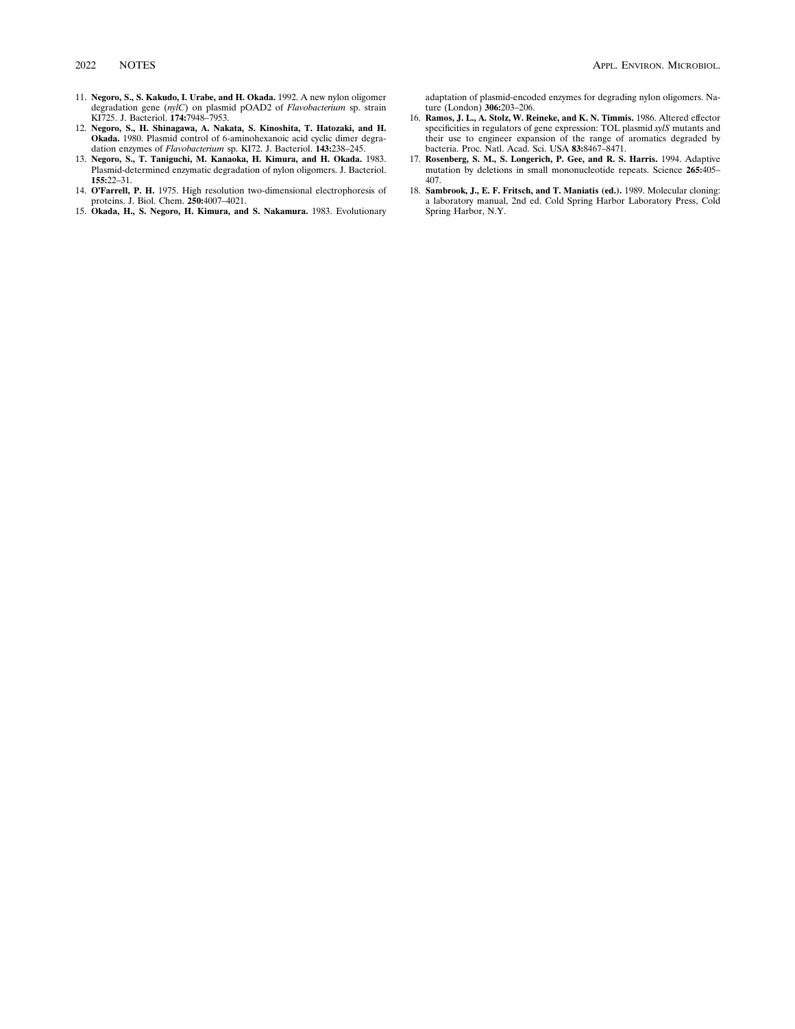11. **Negoro, S., S. Kakudo, I. Urabe, and H. Okada.** 1992. A new nylon oligomer degradation gene (*nylC*) on plasmid pOAD2 of *Flavobacterium* sp. strain KI725. J. Bacteriol. **174:**7948–7953.
12. **Negoro, S., H. Shinagawa, A. Nakata, S. Kinoshita, T. Hatozaki, and H. Okada.** 1980. Plasmid control of 6-aminohexanoic acid cyclic dimer degradation enzymes of *Flavobacterium* sp. KI72. J. Bacteriol. **143:**238–245.
13. **Negoro, S., T. Taniguchi, M. Kanaoka, H. Kimura, and H. Okada.** 1983. Plasmid-determined enzymatic degradation of nylon oligomers. J. Bacteriol. **155:**22–31.
14. **O'Farrell, P. H.** 1975. High resolution two-dimensional electrophoresis of proteins. J. Biol. Chem. **250:**4007–4021.
15. **Okada, H., S. Negoro, H. Kimura, and S. Nakamura.** 1983. Evolutionary adaptation of plasmid-encoded enzymes for degrading nylon oligomers. Nature (London) **306:**203–206.
16. **Ramos, J. L., A. Stolz, W. Reineke, and K. N. Timmis.** 1986. Altered effector specificities in regulators of gene expression: TOL plasmid *xylS* mutants and their use to engineer expansion of the range of aromatics degraded by bacteria. Proc. Natl. Acad. Sci. USA **83:**8467–8471.
17. **Rosenberg, S. M., S. Longerich, P. Gee, and R. S. Harris.** 1994. Adaptive mutation by deletions in small mononucleotide repeats. Science **265:**405–407.
18. **Sambrook, J., E. F. Fritsch, and T. Maniatis (ed.).** 1989. Molecular cloning: a laboratory manual, 2nd ed. Cold Spring Harbor Laboratory Press, Cold Spring Harbor, N.Y.